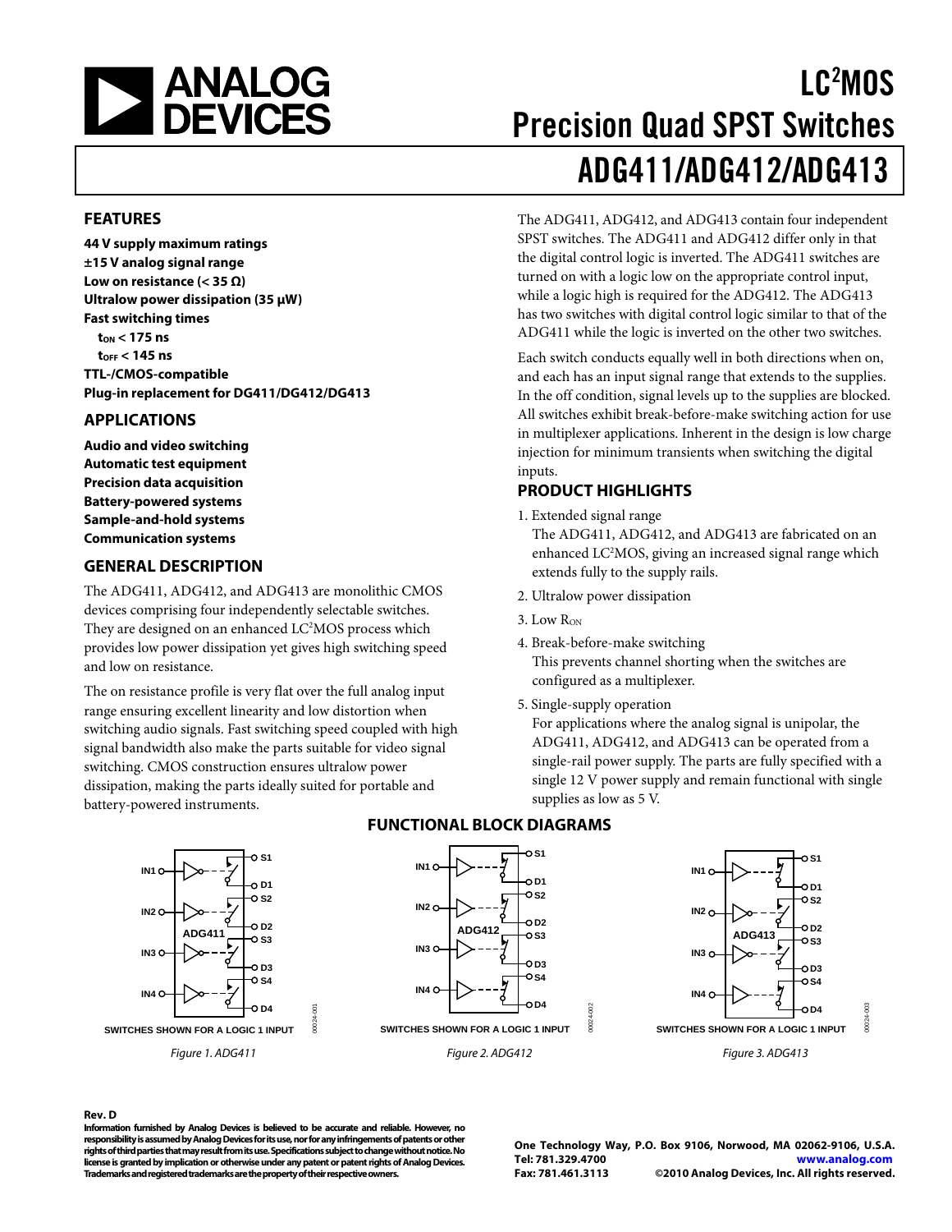# LC²MOS Precision Quad SPST Switches

# ADG411/ADG412/ADG413

## FEATURES

**44 V supply maximum ratings**
**±15 V analog signal range**
**Low on resistance (< 35 Ω)**
**Ultralow power dissipation (35 μW)**
**Fast switching times**
**$t_{ON}$ < 175 ns**
**$t_{OFF}$ < 145 ns**
**TTL-/CMOS-compatible**
**Plug-in replacement for DG411/DG412/DG413**

## APPLICATIONS

**Audio and video switching**
**Automatic test equipment**
**Precision data acquisition**
**Battery-powered systems**
**Sample-and-hold systems**
**Communication systems**

## GENERAL DESCRIPTION

The ADG411, ADG412, and ADG413 are monolithic CMOS devices comprising four independently selectable switches. They are designed on an enhanced LC²MOS process which provides low power dissipation yet gives high switching speed and low on resistance.

The on resistance profile is very flat over the full analog input range ensuring excellent linearity and low distortion when switching audio signals. Fast switching speed coupled with high signal bandwidth also make the parts suitable for video signal switching. CMOS construction ensures ultralow power dissipation, making the parts ideally suited for portable and battery-powered instruments.

The ADG411, ADG412, and ADG413 contain four independent SPST switches. The ADG411 and ADG412 differ only in that the digital control logic is inverted. The ADG411 switches are turned on with a logic low on the appropriate control input, while a logic high is required for the ADG412. The ADG413 has two switches with digital control logic similar to that of the ADG411 while the logic is inverted on the other two switches.

Each switch conducts equally well in both directions when on, and each has an input signal range that extends to the supplies. In the off condition, signal levels up to the supplies are blocked. All switches exhibit break-before-make switching action for use in multiplexer applications. Inherent in the design is low charge injection for minimum transients when switching the digital inputs.

## PRODUCT HIGHLIGHTS

1. Extended signal range
   The ADG411, ADG412, and ADG413 are fabricated on an enhanced LC²MOS, giving an increased signal range which extends fully to the supply rails.
2. Ultralow power dissipation
3. Low $R_{ON}$
4. Break-before-make switching
   This prevents channel shorting when the switches are configured as a multiplexer.
5. Single-supply operation
   For applications where the analog signal is unipolar, the ADG411, ADG412, and ADG413 can be operated from a single-rail power supply. The parts are fully specified with a single 12 V power supply and remain functional with single supplies as low as 5 V.

## FUNCTIONAL BLOCK DIAGRAMS

SWITCHES SHOWN FOR A LOGIC 1 INPUT

*Figure 1. ADG411*

SWITCHES SHOWN FOR A LOGIC 1 INPUT

*Figure 2. ADG412*

SWITCHES SHOWN FOR A LOGIC 1 INPUT

*Figure 3. ADG413*

**Rev. D**

**Information furnished by Analog Devices is believed to be accurate and reliable. However, no responsibility is assumed by Analog Devices for its use, nor for any infringements of patents or other rights of third parties that may result from its use. Specifications subject to change without notice. No license is granted by implication or otherwise under any patent or patent rights of Analog Devices. Trademarks and registered trademarks are the property of their respective owners.**

**One Technology Way, P.O. Box 9106, Norwood, MA 02062-9106, U.S.A.**
**Tel: 781.329.4700** **www.analog.com**
**Fax: 781.461.3113** **©2010 Analog Devices, Inc. All rights reserved.**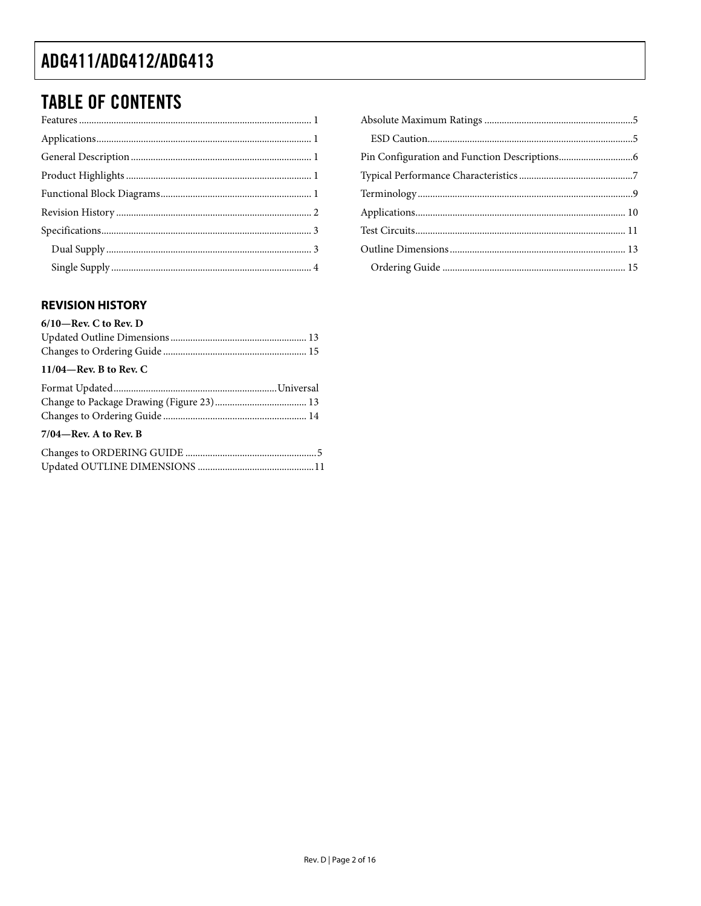## TABLE OF CONTENTS

Features ... 1
Applications ... 1
General Description ... 1
Product Highlights ... 1
Functional Block Diagrams ... 1
Revision History ... 2
Specifications ... 3
- Dual Supply ... 3
- Single Supply ... 4

Absolute Maximum Ratings ... 5
- ESD Caution ... 5

Pin Configuration and Function Descriptions ... 6
Typical Performance Characteristics ... 7
Terminology ... 9
Applications ... 10
Test Circuits ... 11
Outline Dimensions ... 13
- Ordering Guide ... 15

### REVISION HISTORY

**6/10—Rev. C to Rev. D**

Updated Outline Dimensions ... 13
Changes to Ordering Guide ... 15

**11/04—Rev. B to Rev. C**

Format Updated ... Universal
Change to Package Drawing (Figure 23) ... 13
Changes to Ordering Guide ... 14

**7/04—Rev. A to Rev. B**

Changes to ORDERING GUIDE ... 5
Updated OUTLINE DIMENSIONS ... 11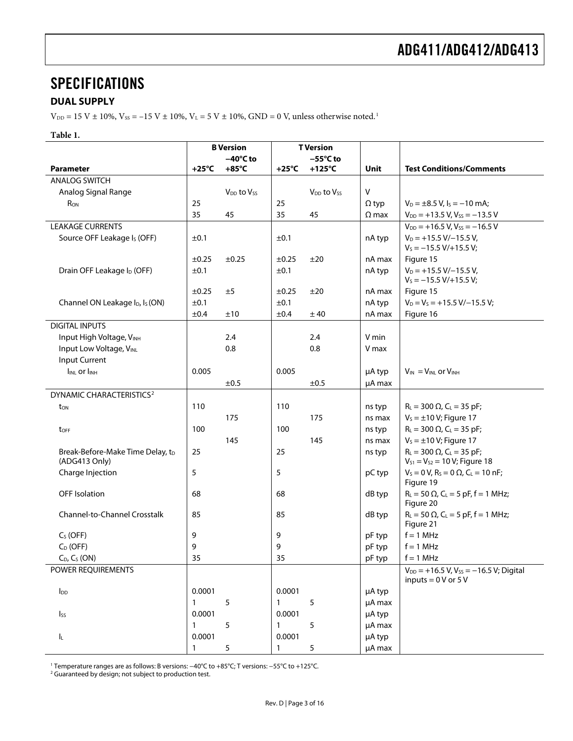# SPECIFICATIONS

## DUAL SUPPLY

$V_{DD}$ = 15 V ± 10%, $V_{SS}$ = −15 V ± 10%, $V_L$ = 5 V ± 10%, GND = 0 V, unless otherwise noted.[1]

**Table 1.**

| Parameter | B Version +25°C | B Version −40°C to +85°C | T Version +25°C | T Version −55°C to +125°C | Unit | Test Conditions/Comments |
|---|---|---|---|---|---|---|
| ANALOG SWITCH | | | | | | |
| Analog Signal Range | | $V_{DD}$ to $V_{SS}$ | | $V_{DD}$ to $V_{SS}$ | V | |
| $R_{ON}$ | 25 | | 25 | | Ω typ | $V_D$ = ±8.5 V, $I_S$ = −10 mA; |
| | 35 | 45 | 35 | 45 | Ω max | $V_{DD}$ = +13.5 V, $V_{SS}$ = −13.5 V |
| LEAKAGE CURRENTS | | | | | | $V_{DD}$ = +16.5 V, $V_{SS}$ = −16.5 V |
| Source OFF Leakage $I_S$ (OFF) | ±0.1 | | ±0.1 | | nA typ | $V_D$ = +15.5 V/−15.5 V, $V_S$ = −15.5 V/+15.5 V; |
| | ±0.25 | ±0.25 | ±0.25 | ±20 | nA max | Figure 15 |
| Drain OFF Leakage $I_D$ (OFF) | ±0.1 | | ±0.1 | | nA typ | $V_D$ = +15.5 V/−15.5 V, $V_S$ = −15.5 V/+15.5 V; |
| | ±0.25 | ±5 | ±0.25 | ±20 | nA max | Figure 15 |
| Channel ON Leakage $I_D$, $I_S$ (ON) | ±0.1 | | ±0.1 | | nA typ | $V_D$ = $V_S$ = +15.5 V/−15.5 V; |
| | ±0.4 | ±10 | ±0.4 | ± 40 | nA max | Figure 16 |
| DIGITAL INPUTS | | | | | | |
| Input High Voltage, $V_{INH}$ | | 2.4 | | 2.4 | V min | |
| Input Low Voltage, $V_{INL}$ | | 0.8 | | 0.8 | V max | |
| Input Current | | | | | | |
| $I_{INL}$ or $I_{INH}$ | 0.005 | | 0.005 | | µA typ | $V_{IN}$ = $V_{INL}$ or $V_{INH}$ |
| | | ±0.5 | | ±0.5 | µA max | |
| DYNAMIC CHARACTERISTICS[2] | | | | | | |
| $t_{ON}$ | 110 | | 110 | | ns typ | $R_L$ = 300 Ω, $C_L$ = 35 pF; |
| | | 175 | | 175 | ns max | $V_S$ = ±10 V; Figure 17 |
| $t_{OFF}$ | 100 | | 100 | | ns typ | $R_L$ = 300 Ω, $C_L$ = 35 pF; |
| | | 145 | | 145 | ns max | $V_S$ = ±10 V; Figure 17 |
| Break-Before-Make Time Delay, $t_D$ (ADG413 Only) | 25 | | 25 | | ns typ | $R_L$ = 300 Ω, $C_L$ = 35 pF; $V_{S1}$ = $V_{S2}$ = 10 V; Figure 18 |
| Charge Injection | 5 | | 5 | | pC typ | $V_S$ = 0 V, $R_S$ = 0 Ω, $C_L$ = 10 nF; Figure 19 |
| OFF Isolation | 68 | | 68 | | dB typ | $R_L$ = 50 Ω, $C_L$ = 5 pF, f = 1 MHz; Figure 20 |
| Channel-to-Channel Crosstalk | 85 | | 85 | | dB typ | $R_L$ = 50 Ω, $C_L$ = 5 pF, f = 1 MHz; Figure 21 |
| $C_S$ (OFF) | 9 | | 9 | | pF typ | f = 1 MHz |
| $C_D$ (OFF) | 9 | | 9 | | pF typ | f = 1 MHz |
| $C_D$, $C_S$ (ON) | 35 | | 35 | | pF typ | f = 1 MHz |
| POWER REQUIREMENTS | | | | | | $V_{DD}$ = +16.5 V, $V_{SS}$ = −16.5 V; Digital inputs = 0 V or 5 V |
| $I_{DD}$ | 0.0001 | | 0.0001 | | µA typ | |
| | 1 | 5 | 1 | 5 | µA max | |
| $I_{SS}$ | 0.0001 | | 0.0001 | | µA typ | |
| | 1 | 5 | 1 | 5 | µA max | |
| $I_L$ | 0.0001 | | 0.0001 | | µA typ | |
| | 1 | 5 | 1 | 5 | µA max | |

[1] Temperature ranges are as follows: B versions: −40°C to +85°C; T versions: −55°C to +125°C.

[2] Guaranteed by design; not subject to production test.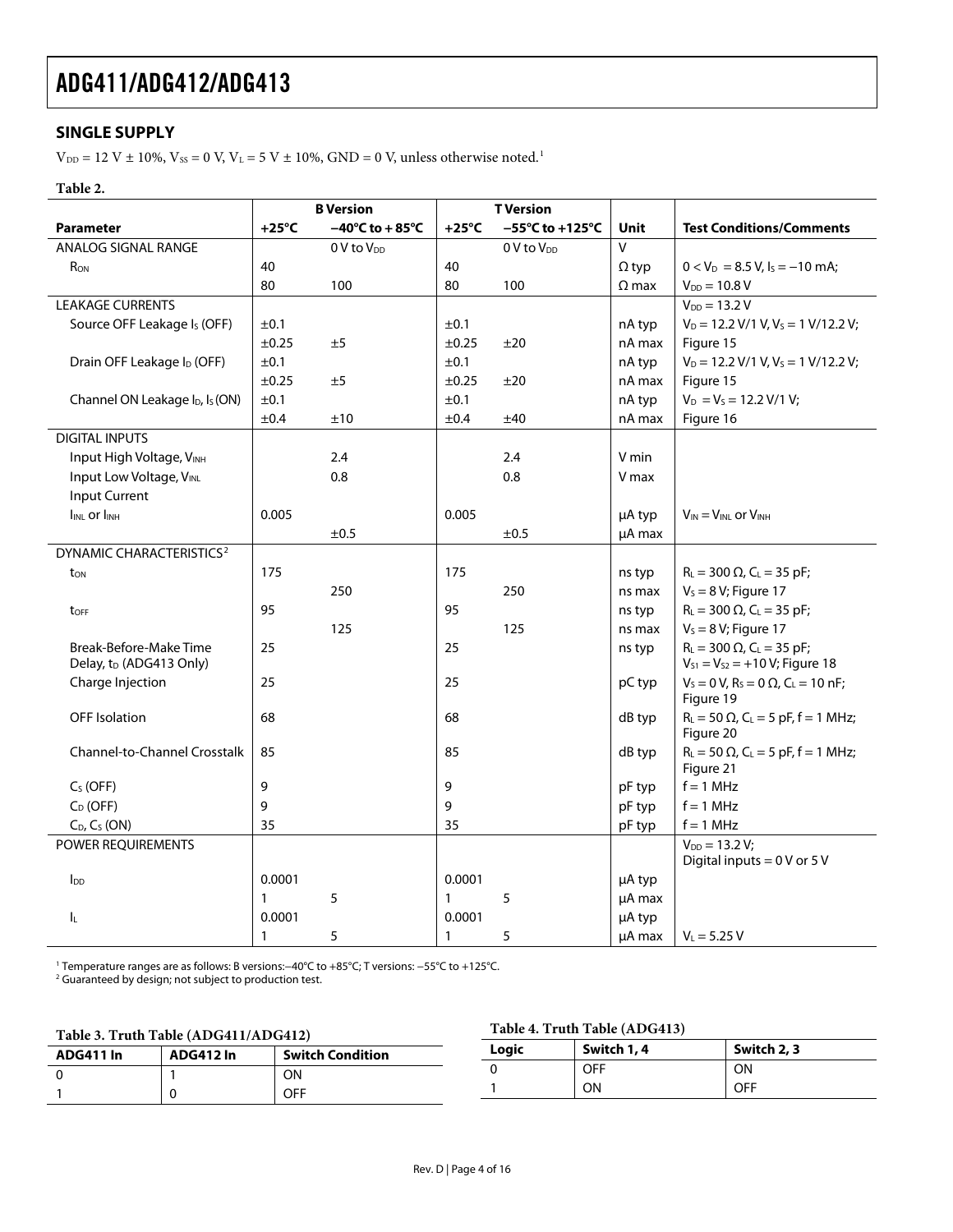## SINGLE SUPPLY

$V_{DD}$ = 12 V ± 10%, $V_{SS}$ = 0 V, $V_L$ = 5 V ± 10%, GND = 0 V, unless otherwise noted.[1]

**Table 2.**

| | B Version | | T Version | | | |
|---|---|---|---|---|---|---|
| **Parameter** | **+25°C** | **−40°C to +85°C** | **+25°C** | **−55°C to +125°C** | **Unit** | **Test Conditions/Comments** |
| ANALOG SIGNAL RANGE | | 0 V to $V_{DD}$ | | 0 V to $V_{DD}$ | V | |
| $R_{ON}$ | 40 | | 40 | | Ω typ | $0 < V_D$ = 8.5 V, $I_S$ = −10 mA; |
| | 80 | 100 | 80 | 100 | Ω max | $V_{DD}$ = 10.8 V |
| LEAKAGE CURRENTS | | | | | | $V_{DD}$ = 13.2 V |
| Source OFF Leakage $I_S$ (OFF) | ±0.1 | | ±0.1 | | nA typ | $V_D$ = 12.2 V/1 V, $V_S$ = 1 V/12.2 V; |
| | ±0.25 | ±5 | ±0.25 | ±20 | nA max | Figure 15 |
| Drain OFF Leakage $I_D$ (OFF) | ±0.1 | | ±0.1 | | nA typ | $V_D$ = 12.2 V/1 V, $V_S$ = 1 V/12.2 V; |
| | ±0.25 | ±5 | ±0.25 | ±20 | nA max | Figure 15 |
| Channel ON Leakage $I_D$, $I_S$ (ON) | ±0.1 | | ±0.1 | | nA typ | $V_D$ = $V_S$ = 12.2 V/1 V; |
| | ±0.4 | ±10 | ±0.4 | ±40 | nA max | Figure 16 |
| DIGITAL INPUTS | | | | | | |
| Input High Voltage, $V_{INH}$ | | 2.4 | | 2.4 | V min | |
| Input Low Voltage, $V_{INL}$ | | 0.8 | | 0.8 | V max | |
| Input Current | | | | | | |
| $I_{INL}$ or $I_{INH}$ | 0.005 | | 0.005 | | μA typ | $V_{IN}$ = $V_{INL}$ or $V_{INH}$ |
| | | ±0.5 | | ±0.5 | μA max | |
| DYNAMIC CHARACTERISTICS[2] | | | | | | |
| $t_{ON}$ | 175 | | 175 | | ns typ | $R_L$ = 300 Ω, $C_L$ = 35 pF; |
| | | 250 | | 250 | ns max | $V_S$ = 8 V; Figure 17 |
| $t_{OFF}$ | 95 | | 95 | | ns typ | $R_L$ = 300 Ω, $C_L$ = 35 pF; |
| | | 125 | | 125 | ns max | $V_S$ = 8 V; Figure 17 |
| Break-Before-Make Time Delay, $t_D$ (ADG413 Only) | 25 | | 25 | | ns typ | $R_L$ = 300 Ω, $C_L$ = 35 pF; $V_{S1}$ = $V_{S2}$ = +10 V; Figure 18 |
| Charge Injection | 25 | | 25 | | pC typ | $V_S$ = 0 V, $R_S$ = 0 Ω, $C_L$ = 10 nF; Figure 19 |
| OFF Isolation | 68 | | 68 | | dB typ | $R_L$ = 50 Ω, $C_L$ = 5 pF, f = 1 MHz; Figure 20 |
| Channel-to-Channel Crosstalk | 85 | | 85 | | dB typ | $R_L$ = 50 Ω, $C_L$ = 5 pF, f = 1 MHz; Figure 21 |
| $C_S$ (OFF) | 9 | | 9 | | pF typ | f = 1 MHz |
| $C_D$ (OFF) | 9 | | 9 | | pF typ | f = 1 MHz |
| $C_D$, $C_S$ (ON) | 35 | | 35 | | pF typ | f = 1 MHz |
| POWER REQUIREMENTS | | | | | | $V_{DD}$ = 13.2 V; Digital inputs = 0 V or 5 V |
| $I_{DD}$ | 0.0001 | | 0.0001 | | μA typ | |
| | 1 | 5 | 1 | 5 | μA max | |
| $I_L$ | 0.0001 | | 0.0001 | | μA typ | |
| | 1 | 5 | 1 | 5 | μA max | $V_L$ = 5.25 V |

[1] Temperature ranges are as follows: B versions: −40°C to +85°C; T versions: −55°C to +125°C.
[2] Guaranteed by design; not subject to production test.

**Table 3. Truth Table (ADG411/ADG412)**

| ADG411 In | ADG412 In | Switch Condition |
|---|---|---|
| 0 | 1 | ON |
| 1 | 0 | OFF |

**Table 4. Truth Table (ADG413)**

| Logic | Switch 1, 4 | Switch 2, 3 |
|---|---|---|
| 0 | OFF | ON |
| 1 | ON | OFF |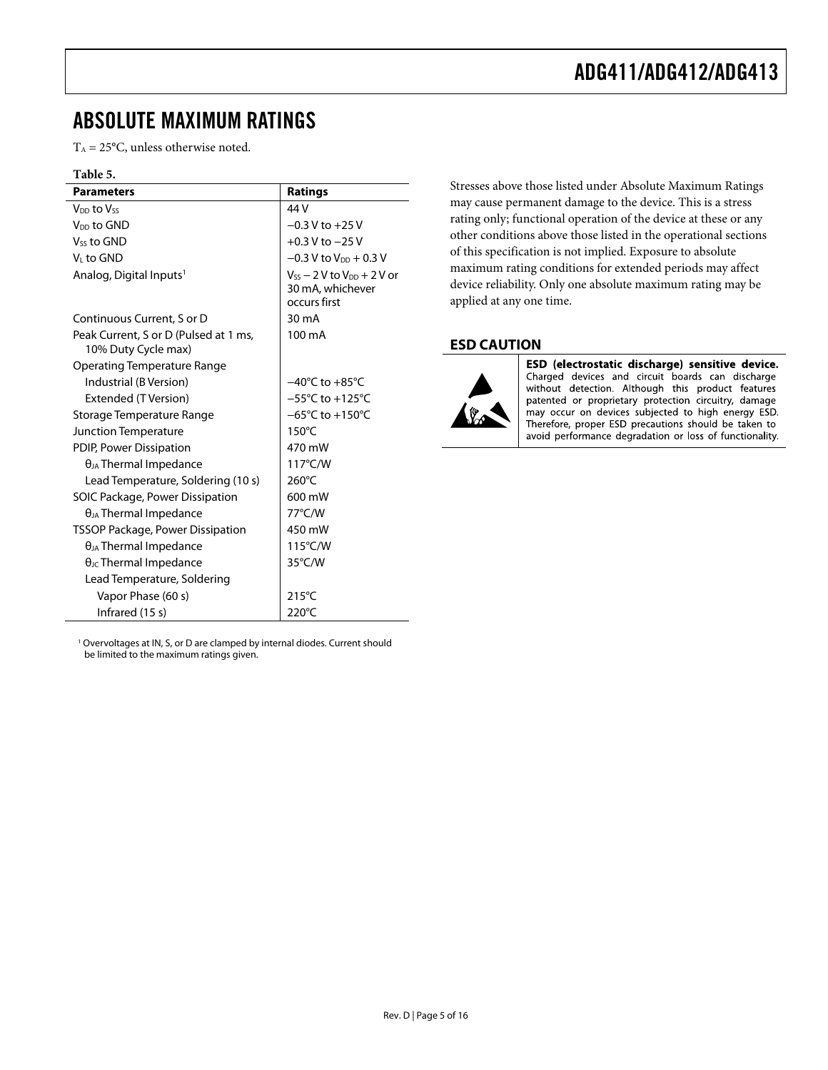# ABSOLUTE MAXIMUM RATINGS

$T_A$ = 25°C, unless otherwise noted.

**Table 5.**

| Parameters | Ratings |
|---|---|
| $V_{DD}$ to $V_{SS}$ | 44 V |
| $V_{DD}$ to GND | −0.3 V to +25 V |
| $V_{SS}$ to GND | +0.3 V to −25 V |
| $V_L$ to GND | −0.3 V to $V_{DD}$ + 0.3 V |
| Analog, Digital Inputs[1] | $V_{SS}$ − 2 V to $V_{DD}$ + 2 V or 30 mA, whichever occurs first |
| Continuous Current, S or D | 30 mA |
| Peak Current, S or D (Pulsed at 1 ms, 10% Duty Cycle max) | 100 mA |
| Operating Temperature Range | |
| Industrial (B Version) | −40°C to +85°C |
| Extended (T Version) | −55°C to +125°C |
| Storage Temperature Range | −65°C to +150°C |
| Junction Temperature | 150°C |
| PDIP, Power Dissipation | 470 mW |
| $\theta_{JA}$ Thermal Impedance | 117°C/W |
| Lead Temperature, Soldering (10 s) | 260°C |
| SOIC Package, Power Dissipation | 600 mW |
| $\theta_{JA}$ Thermal Impedance | 77°C/W |
| TSSOP Package, Power Dissipation | 450 mW |
| $\theta_{JA}$ Thermal Impedance | 115°C/W |
| $\theta_{JC}$ Thermal Impedance | 35°C/W |
| Lead Temperature, Soldering | |
| Vapor Phase (60 s) | 215°C |
| Infrared (15 s) | 220°C |

[1] Overvoltages at IN, S, or D are clamped by internal diodes. Current should be limited to the maximum ratings given.

Stresses above those listed under Absolute Maximum Ratings may cause permanent damage to the device. This is a stress rating only; functional operation of the device at these or any other conditions above those listed in the operational sections of this specification is not implied. Exposure to absolute maximum rating conditions for extended periods may affect device reliability. Only one absolute maximum rating may be applied at any one time.

## ESD CAUTION

**ESD (electrostatic discharge) sensitive device.** Charged devices and circuit boards can discharge without detection. Although this product features patented or proprietary protection circuitry, damage may occur on devices subjected to high energy ESD. Therefore, proper ESD precautions should be taken to avoid performance degradation or loss of functionality.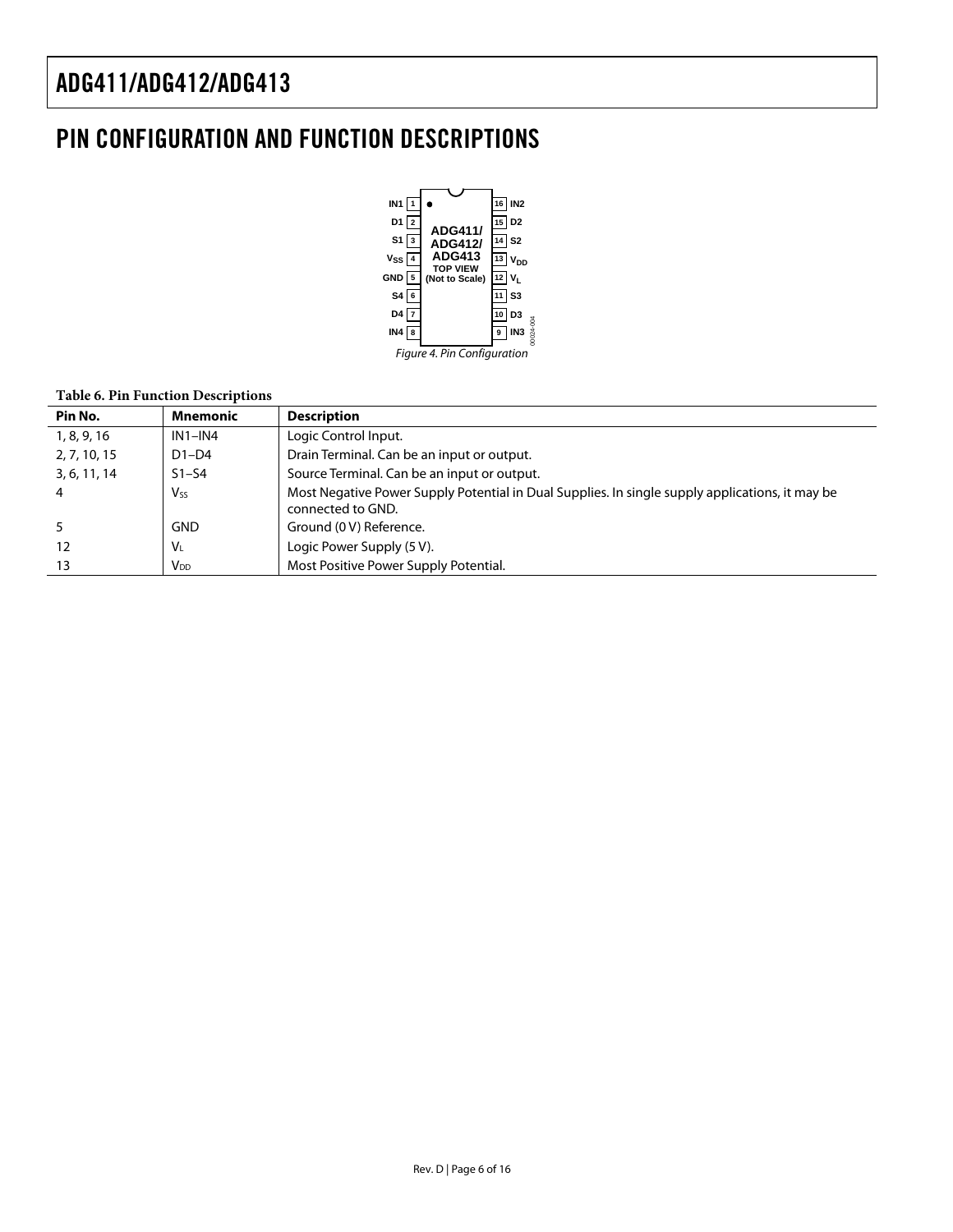# PIN CONFIGURATION AND FUNCTION DESCRIPTIONS

| Pin | Left | | Right | Pin |
|---|---|---|---|---|
| 1 | IN1 | | IN2 | 16 |
| 2 | D1 | | D2 | 15 |
| 3 | S1 | ADG411/ ADG412/ ADG413 | S2 | 14 |
| 4 | $V_{SS}$ | TOP VIEW | $V_{DD}$ | 13 |
| 5 | GND | (Not to Scale) | $V_L$ | 12 |
| 6 | S4 | | S3 | 11 |
| 7 | D4 | | D3 | 10 |
| 8 | IN4 | | IN3 | 9 |

*Figure 4. Pin Configuration*

**Table 6. Pin Function Descriptions**

| Pin No. | Mnemonic | Description |
|---|---|---|
| 1, 8, 9, 16 | IN1–IN4 | Logic Control Input. |
| 2, 7, 10, 15 | D1–D4 | Drain Terminal. Can be an input or output. |
| 3, 6, 11, 14 | S1–S4 | Source Terminal. Can be an input or output. |
| 4 | $V_{SS}$ | Most Negative Power Supply Potential in Dual Supplies. In single supply applications, it may be connected to GND. |
| 5 | GND | Ground (0 V) Reference. |
| 12 | $V_L$ | Logic Power Supply (5 V). |
| 13 | $V_{DD}$ | Most Positive Power Supply Potential. |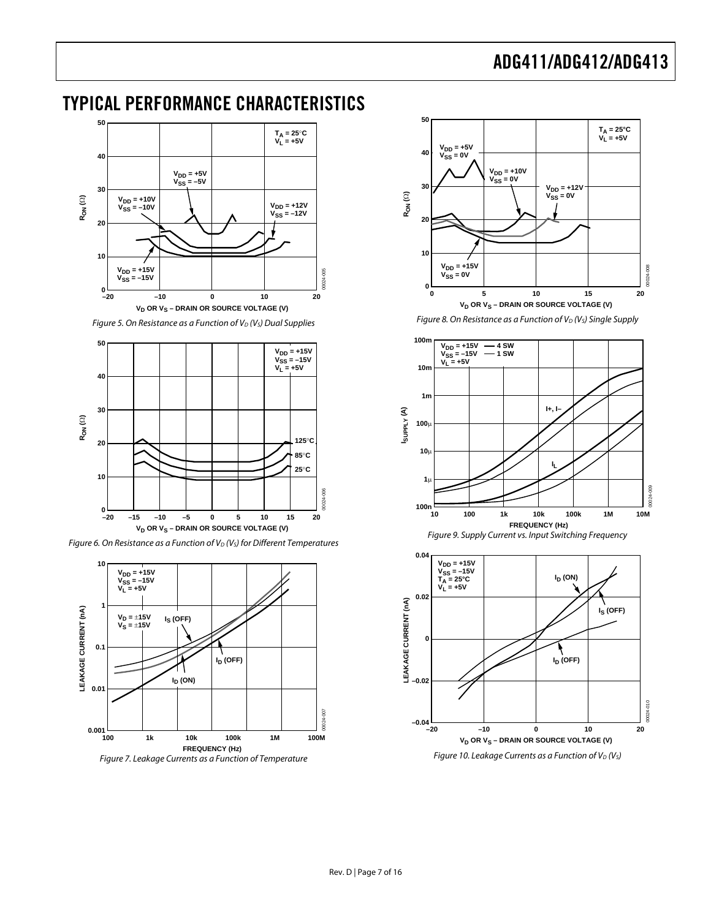# TYPICAL PERFORMANCE CHARACTERISTICS

Figure 5. On Resistance as a Function of $V_D$ ($V_S$) Dual Supplies

Figure 6. On Resistance as a Function of $V_D$ ($V_S$) for Different Temperatures

Figure 7. Leakage Currents as a Function of Temperature

Figure 8. On Resistance as a Function of $V_D$ ($V_S$) Single Supply

Figure 9. Supply Current vs. Input Switching Frequency

Figure 10. Leakage Currents as a Function of $V_D$ ($V_S$)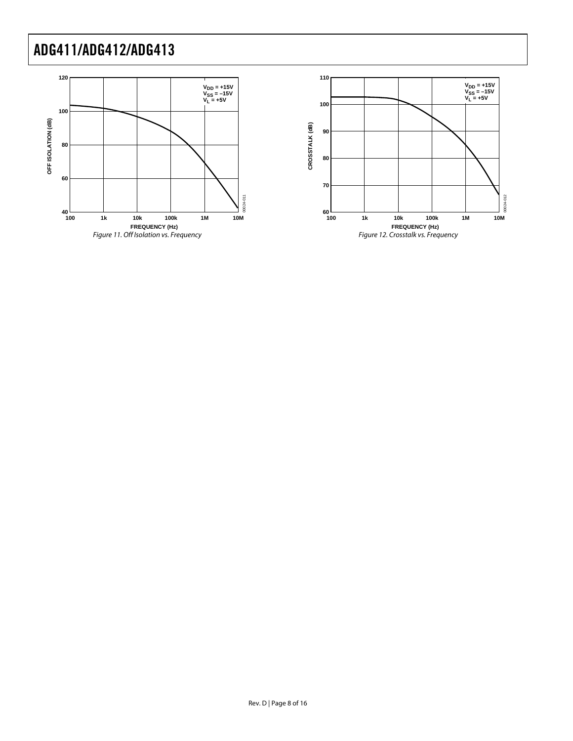Figure 11. Off Isolation vs. Frequency

Figure 12. Crosstalk vs. Frequency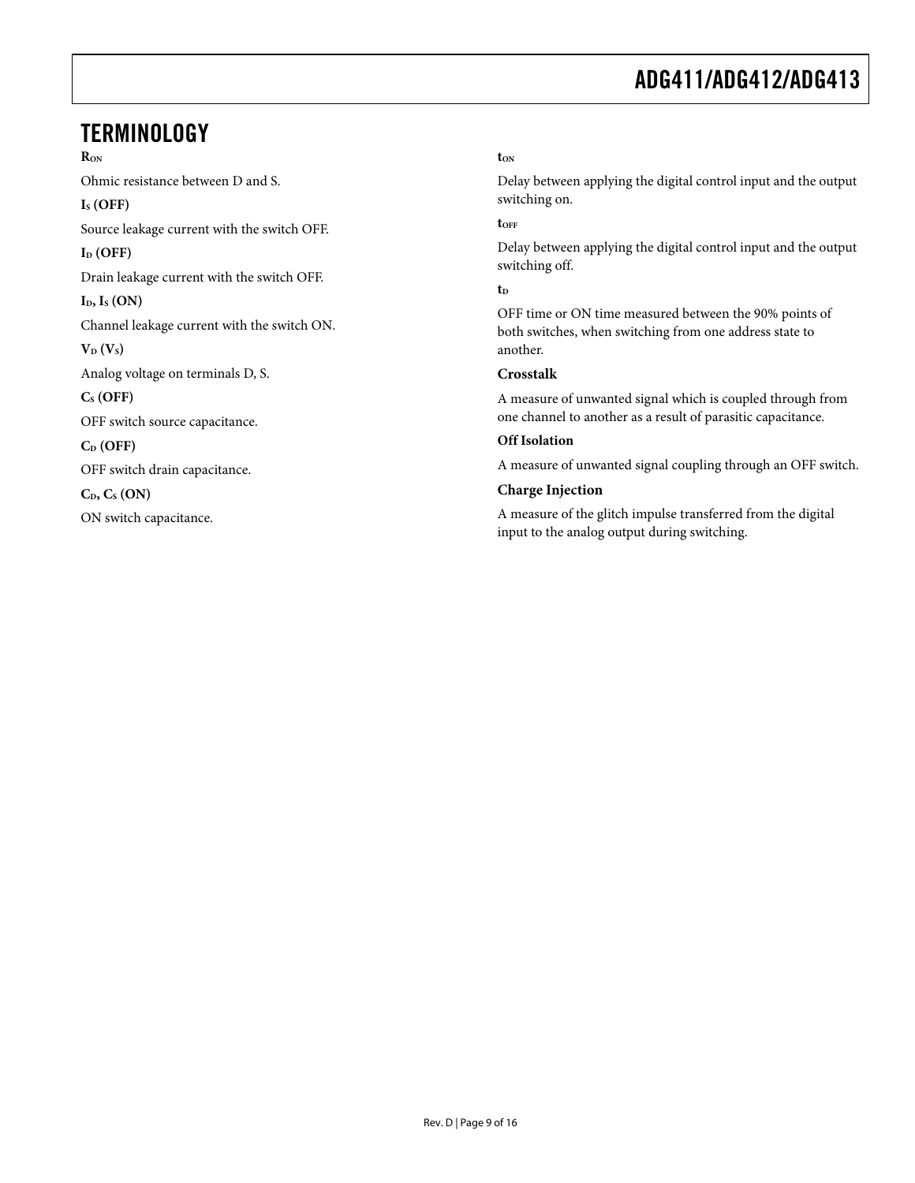## TERMINOLOGY

**$R_{ON}$**

Ohmic resistance between D and S.

**$I_S$ (OFF)**

Source leakage current with the switch OFF.

**$I_D$ (OFF)**

Drain leakage current with the switch OFF.

**$I_D$, $I_S$ (ON)**

Channel leakage current with the switch ON.

**$V_D$ ($V_S$)**

Analog voltage on terminals D, S.

**$C_S$ (OFF)**

OFF switch source capacitance.

**$C_D$ (OFF)**

OFF switch drain capacitance.

**$C_D$, $C_S$ (ON)**

ON switch capacitance.

**$t_{ON}$**

Delay between applying the digital control input and the output switching on.

**$t_{OFF}$**

Delay between applying the digital control input and the output switching off.

**$t_D$**

OFF time or ON time measured between the 90% points of both switches, when switching from one address state to another.

**Crosstalk**

A measure of unwanted signal which is coupled through from one channel to another as a result of parasitic capacitance.

**Off Isolation**

A measure of unwanted signal coupling through an OFF switch.

**Charge Injection**

A measure of the glitch impulse transferred from the digital input to the analog output during switching.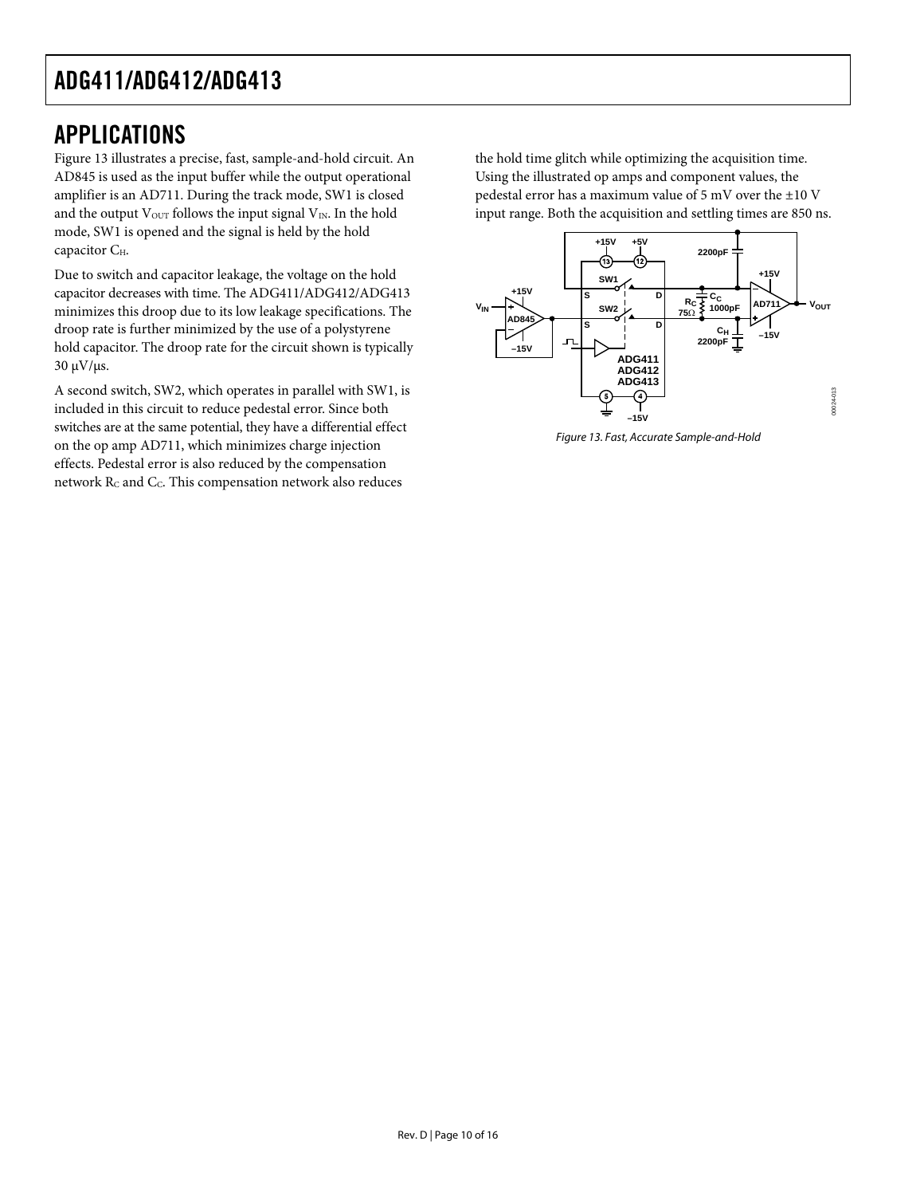## APPLICATIONS

Figure 13 illustrates a precise, fast, sample-and-hold circuit. An AD845 is used as the input buffer while the output operational amplifier is an AD711. During the track mode, SW1 is closed and the output $V_{OUT}$ follows the input signal $V_{IN}$. In the hold mode, SW1 is opened and the signal is held by the hold capacitor $C_H$.

Due to switch and capacitor leakage, the voltage on the hold capacitor decreases with time. The ADG411/ADG412/ADG413 minimizes this droop due to its low leakage specifications. The droop rate is further minimized by the use of a polystyrene hold capacitor. The droop rate for the circuit shown is typically 30 μV/μs.

A second switch, SW2, which operates in parallel with SW1, is included in this circuit to reduce pedestal error. Since both switches are at the same potential, they have a differential effect on the op amp AD711, which minimizes charge injection effects. Pedestal error is also reduced by the compensation network $R_C$ and $C_C$. This compensation network also reduces the hold time glitch while optimizing the acquisition time. Using the illustrated op amps and component values, the pedestal error has a maximum value of 5 mV over the ±10 V input range. Both the acquisition and settling times are 850 ns.

*Figure 13. Fast, Accurate Sample-and-Hold*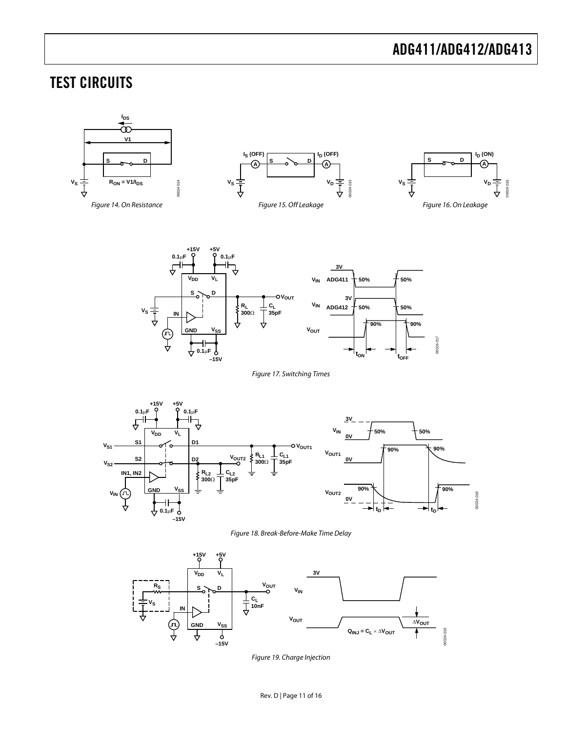## TEST CIRCUITS

Figure 14. On Resistance

Figure 15. Off Leakage

Figure 16. On Leakage

Figure 17. Switching Times

Figure 18. Break-Before-Make Time Delay

Figure 19. Charge Injection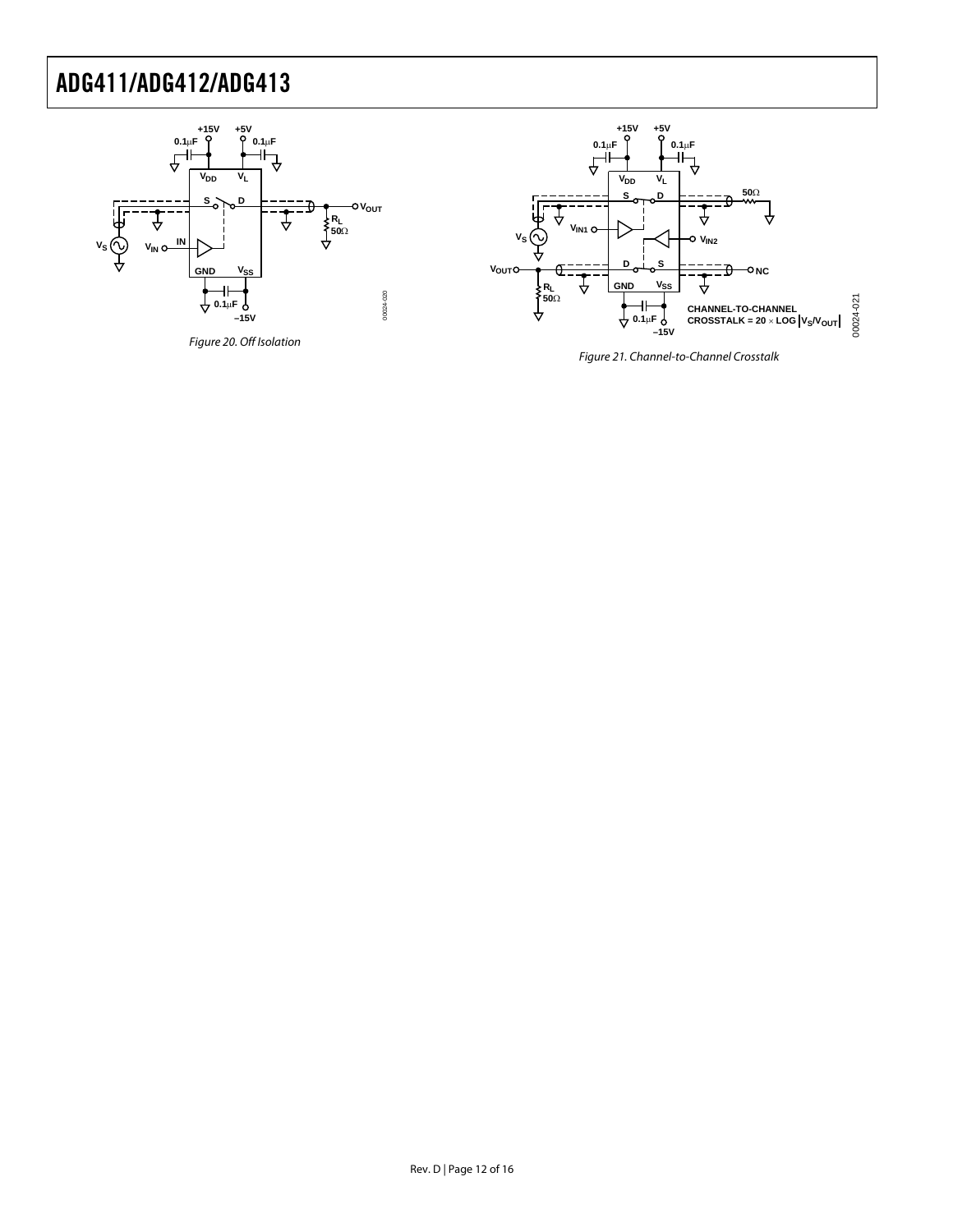Figure 20. Off Isolation

Figure 21. Channel-to-Channel Crosstalk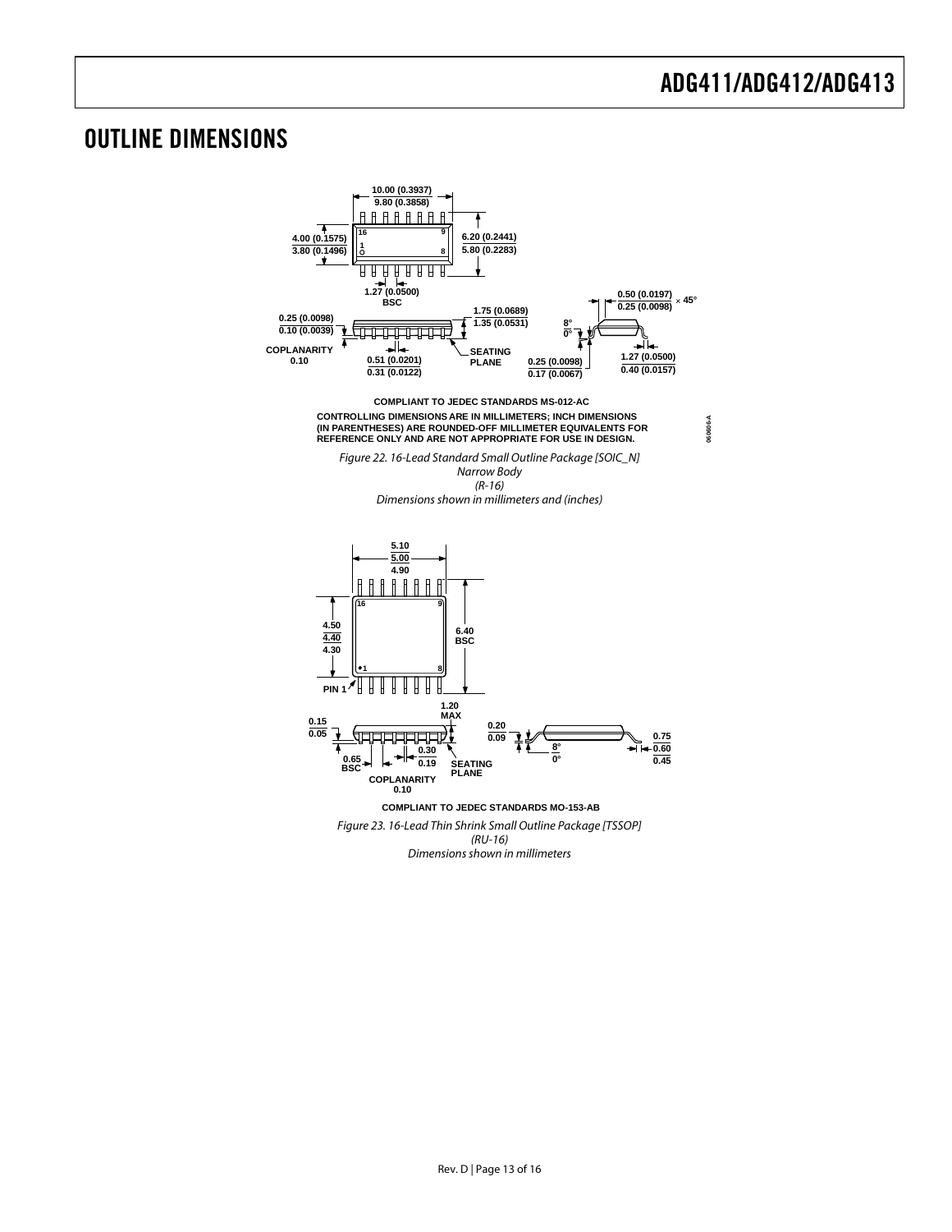## OUTLINE DIMENSIONS

COMPLIANT TO JEDEC STANDARDS MS-012-AC

CONTROLLING DIMENSIONS ARE IN MILLIMETERS; INCH DIMENSIONS (IN PARENTHESES) ARE ROUNDED-OFF MILLIMETER EQUIVALENTS FOR REFERENCE ONLY AND ARE NOT APPROPRIATE FOR USE IN DESIGN.

*Figure 22. 16-Lead Standard Small Outline Package [SOIC_N] Narrow Body (R-16) Dimensions shown in millimeters and (inches)*

COMPLIANT TO JEDEC STANDARDS MO-153-AB

*Figure 23. 16-Lead Thin Shrink Small Outline Package [TSSOP] (RU-16) Dimensions shown in millimeters*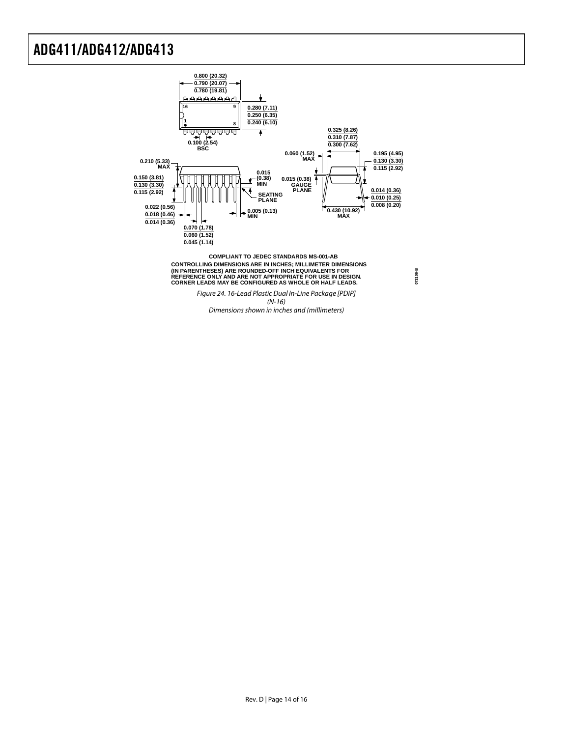0.800 (20.32)
0.790 (20.07)
0.780 (19.81)

16 9

1 8

0.280 (7.11)
0.250 (6.35)
0.240 (6.10)

0.100 (2.54)
BSC

0.325 (8.26)
0.310 (7.87)
0.300 (7.62)

0.060 (1.52)
MAX

0.195 (4.95)
0.130 (3.30)
0.115 (2.92)

0.210 (5.33)
MAX

0.015
(0.38)
MIN

0.015 (0.38)
GAUGE
PLANE

0.150 (3.81)
0.130 (3.30)
0.115 (2.92)

SEATING
PLANE

0.014 (0.36)
0.010 (0.25)
0.008 (0.20)

0.022 (0.56)
0.018 (0.46)
0.014 (0.36)

0.005 (0.13)
MIN

0.430 (10.92)
MAX

0.070 (1.78)
0.060 (1.52)
0.045 (1.14)

COMPLIANT TO JEDEC STANDARDS MS-001-AB

CONTROLLING DIMENSIONS ARE IN INCHES; MILLIMETER DIMENSIONS (IN PARENTHESES) ARE ROUNDED-OFF INCH EQUIVALENTS FOR REFERENCE ONLY AND ARE NOT APPROPRIATE FOR USE IN DESIGN. CORNER LEADS MAY BE CONFIGURED AS WHOLE OR HALF LEADS.

073106-B

*Figure 24. 16-Lead Plastic Dual In-Line Package [PDIP]*
*(N-16)*
*Dimensions shown in inches and (millimeters)*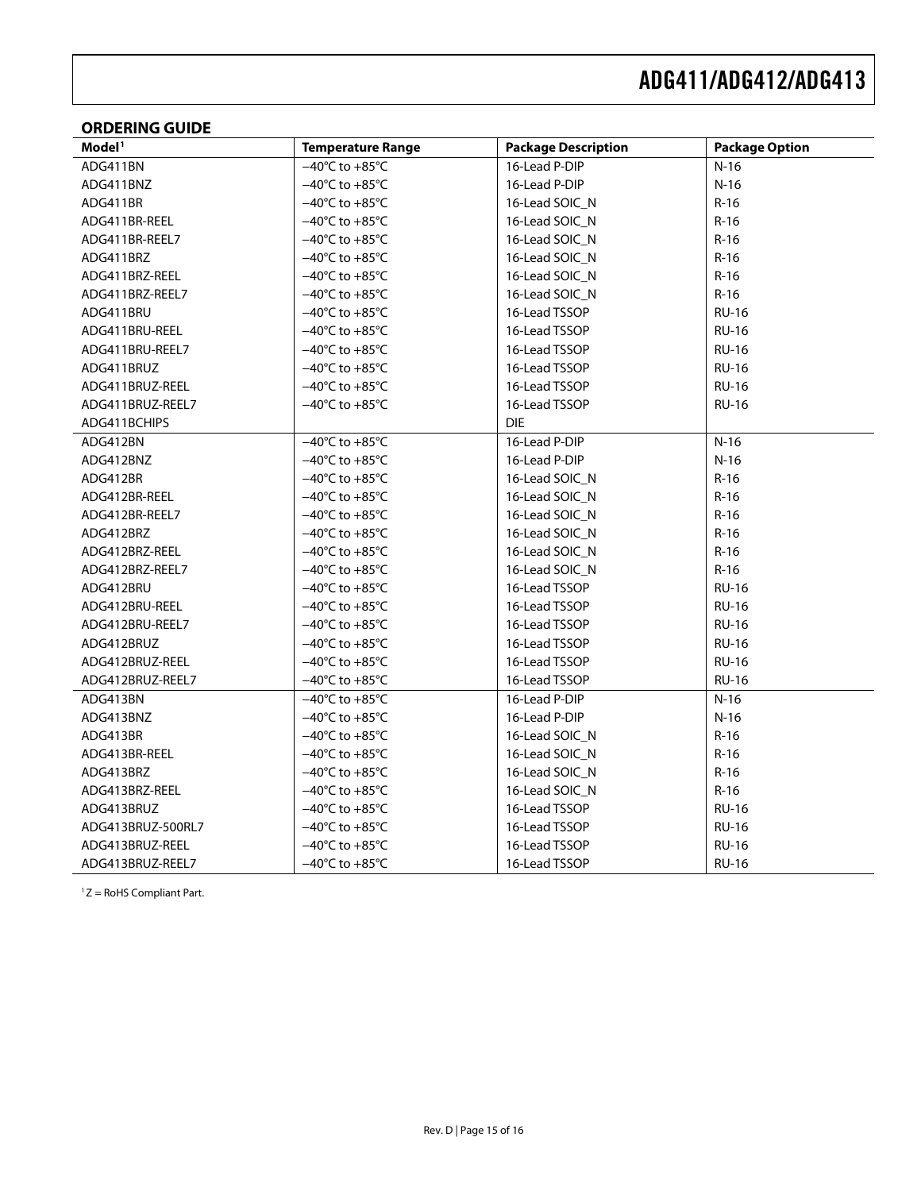## ORDERING GUIDE

| Model[1] | Temperature Range | Package Description | Package Option |
|---|---|---|---|
| ADG411BN | −40°C to +85°C | 16-Lead P-DIP | N-16 |
| ADG411BNZ | −40°C to +85°C | 16-Lead P-DIP | N-16 |
| ADG411BR | −40°C to +85°C | 16-Lead SOIC_N | R-16 |
| ADG411BR-REEL | −40°C to +85°C | 16-Lead SOIC_N | R-16 |
| ADG411BR-REEL7 | −40°C to +85°C | 16-Lead SOIC_N | R-16 |
| ADG411BRZ | −40°C to +85°C | 16-Lead SOIC_N | R-16 |
| ADG411BRZ-REEL | −40°C to +85°C | 16-Lead SOIC_N | R-16 |
| ADG411BRZ-REEL7 | −40°C to +85°C | 16-Lead SOIC_N | R-16 |
| ADG411BRU | −40°C to +85°C | 16-Lead TSSOP | RU-16 |
| ADG411BRU-REEL | −40°C to +85°C | 16-Lead TSSOP | RU-16 |
| ADG411BRU-REEL7 | −40°C to +85°C | 16-Lead TSSOP | RU-16 |
| ADG411BRUZ | −40°C to +85°C | 16-Lead TSSOP | RU-16 |
| ADG411BRUZ-REEL | −40°C to +85°C | 16-Lead TSSOP | RU-16 |
| ADG411BRUZ-REEL7 | −40°C to +85°C | 16-Lead TSSOP | RU-16 |
| ADG411BCHIPS | | DIE | |
| ADG412BN | −40°C to +85°C | 16-Lead P-DIP | N-16 |
| ADG412BNZ | −40°C to +85°C | 16-Lead P-DIP | N-16 |
| ADG412BR | −40°C to +85°C | 16-Lead SOIC_N | R-16 |
| ADG412BR-REEL | −40°C to +85°C | 16-Lead SOIC_N | R-16 |
| ADG412BR-REEL7 | −40°C to +85°C | 16-Lead SOIC_N | R-16 |
| ADG412BRZ | −40°C to +85°C | 16-Lead SOIC_N | R-16 |
| ADG412BRZ-REEL | −40°C to +85°C | 16-Lead SOIC_N | R-16 |
| ADG412BRZ-REEL7 | −40°C to +85°C | 16-Lead SOIC_N | R-16 |
| ADG412BRU | −40°C to +85°C | 16-Lead TSSOP | RU-16 |
| ADG412BRU-REEL | −40°C to +85°C | 16-Lead TSSOP | RU-16 |
| ADG412BRU-REEL7 | −40°C to +85°C | 16-Lead TSSOP | RU-16 |
| ADG412BRUZ | −40°C to +85°C | 16-Lead TSSOP | RU-16 |
| ADG412BRUZ-REEL | −40°C to +85°C | 16-Lead TSSOP | RU-16 |
| ADG412BRUZ-REEL7 | −40°C to +85°C | 16-Lead TSSOP | RU-16 |
| ADG413BN | −40°C to +85°C | 16-Lead P-DIP | N-16 |
| ADG413BNZ | −40°C to +85°C | 16-Lead P-DIP | N-16 |
| ADG413BR | −40°C to +85°C | 16-Lead SOIC_N | R-16 |
| ADG413BR-REEL | −40°C to +85°C | 16-Lead SOIC_N | R-16 |
| ADG413BRZ | −40°C to +85°C | 16-Lead SOIC_N | R-16 |
| ADG413BRZ-REEL | −40°C to +85°C | 16-Lead SOIC_N | R-16 |
| ADG413BRUZ | −40°C to +85°C | 16-Lead TSSOP | RU-16 |
| ADG413BRUZ-500RL7 | −40°C to +85°C | 16-Lead TSSOP | RU-16 |
| ADG413BRUZ-REEL | −40°C to +85°C | 16-Lead TSSOP | RU-16 |
| ADG413BRUZ-REEL7 | −40°C to +85°C | 16-Lead TSSOP | RU-16 |

[1] Z = RoHS Compliant Part.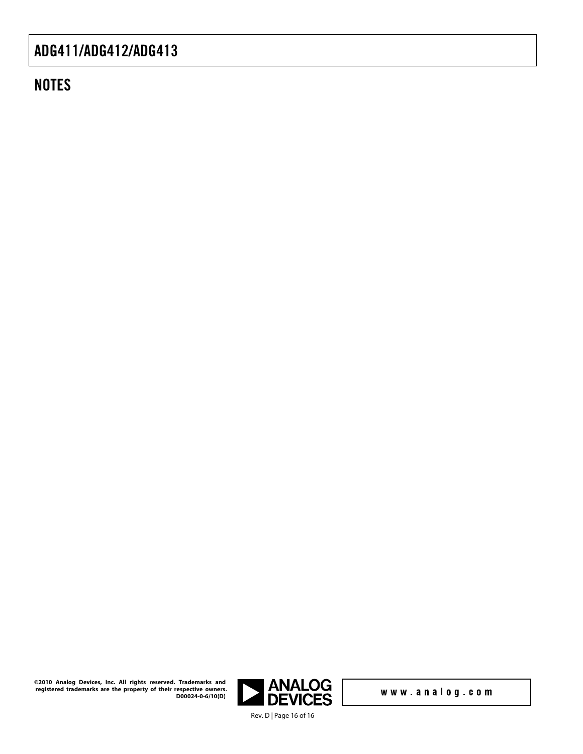## NOTES

©2010 Analog Devices, Inc. All rights reserved. Trademarks and registered trademarks are the property of their respective owners.
D00024-0-6/10(D)

www.analog.com